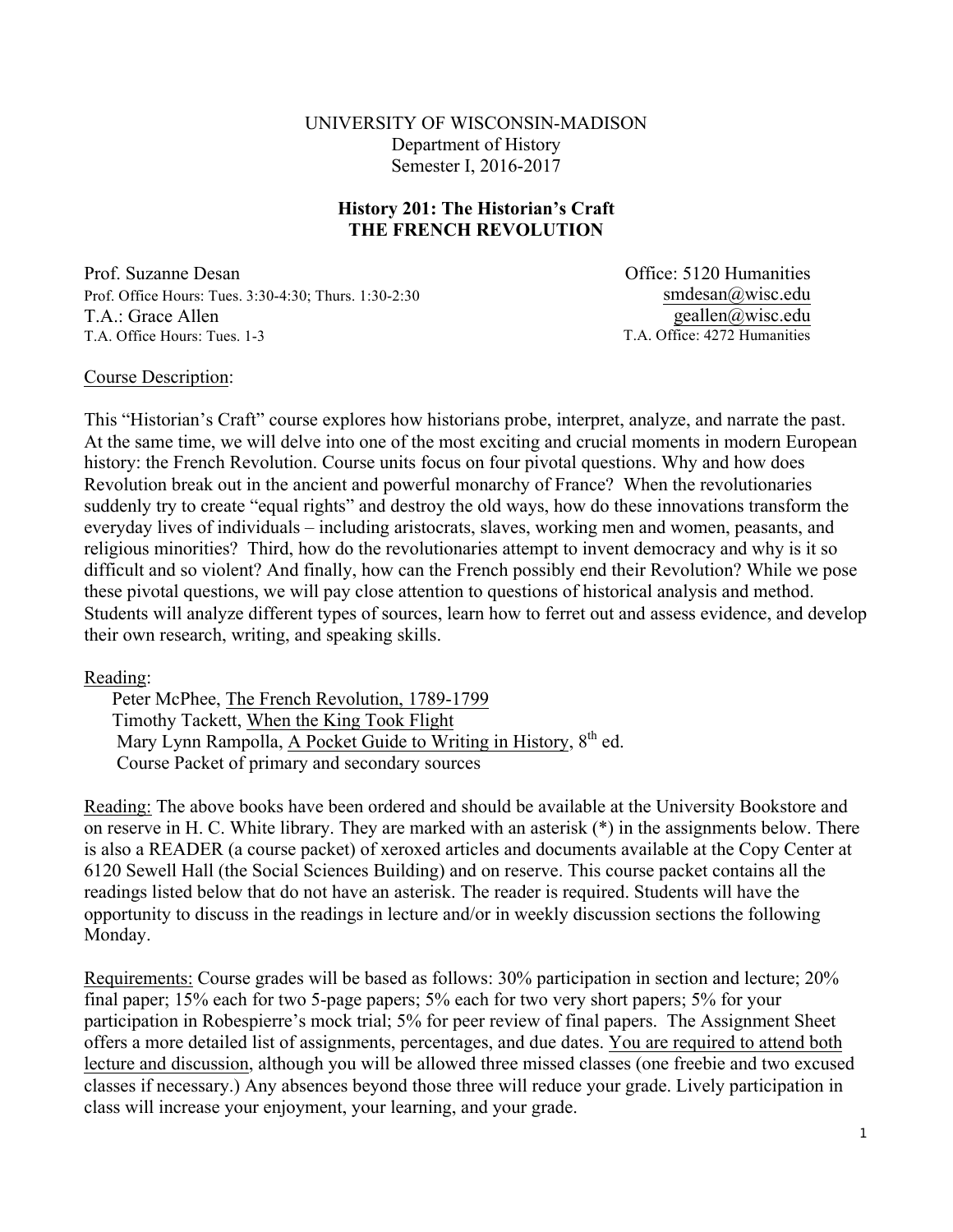UNIVERSITY OF WISCONSIN-MADISON
Department of History
Semester I, 2016-2017

**History 201: The Historian's Craft**
**THE FRENCH REVOLUTION**

Prof. Suzanne Desan
Office: 5120 Humanities
Prof. Office Hours: Tues. 3:30-4:30; Thurs. 1:30-2:30
smdesan@wisc.edu
T.A.: Grace Allen
geallen@wisc.edu
T.A. Office Hours: Tues. 1-3
T.A. Office: 4272 Humanities

Course Description:

This "Historian's Craft" course explores how historians probe, interpret, analyze, and narrate the past. At the same time, we will delve into one of the most exciting and crucial moments in modern European history: the French Revolution. Course units focus on four pivotal questions. Why and how does Revolution break out in the ancient and powerful monarchy of France? When the revolutionaries suddenly try to create "equal rights" and destroy the old ways, how do these innovations transform the everyday lives of individuals – including aristocrats, slaves, working men and women, peasants, and religious minorities? Third, how do the revolutionaries attempt to invent democracy and why is it so difficult and so violent? And finally, how can the French possibly end their Revolution? While we pose these pivotal questions, we will pay close attention to questions of historical analysis and method. Students will analyze different types of sources, learn how to ferret out and assess evidence, and develop their own research, writing, and speaking skills.

Reading:

Peter McPhee, The French Revolution, 1789-1799
Timothy Tackett, When the King Took Flight
Mary Lynn Rampolla, A Pocket Guide to Writing in History, 8th ed.
Course Packet of primary and secondary sources

Reading: The above books have been ordered and should be available at the University Bookstore and on reserve in H. C. White library. They are marked with an asterisk (*) in the assignments below. There is also a READER (a course packet) of xeroxed articles and documents available at the Copy Center at 6120 Sewell Hall (the Social Sciences Building) and on reserve. This course packet contains all the readings listed below that do not have an asterisk. The reader is required. Students will have the opportunity to discuss in the readings in lecture and/or in weekly discussion sections the following Monday.

Requirements: Course grades will be based as follows: 30% participation in section and lecture; 20% final paper; 15% each for two 5-page papers; 5% each for two very short papers; 5% for your participation in Robespierre's mock trial; 5% for peer review of final papers. The Assignment Sheet offers a more detailed list of assignments, percentages, and due dates. You are required to attend both lecture and discussion, although you will be allowed three missed classes (one freebie and two excused classes if necessary.) Any absences beyond those three will reduce your grade. Lively participation in class will increase your enjoyment, your learning, and your grade.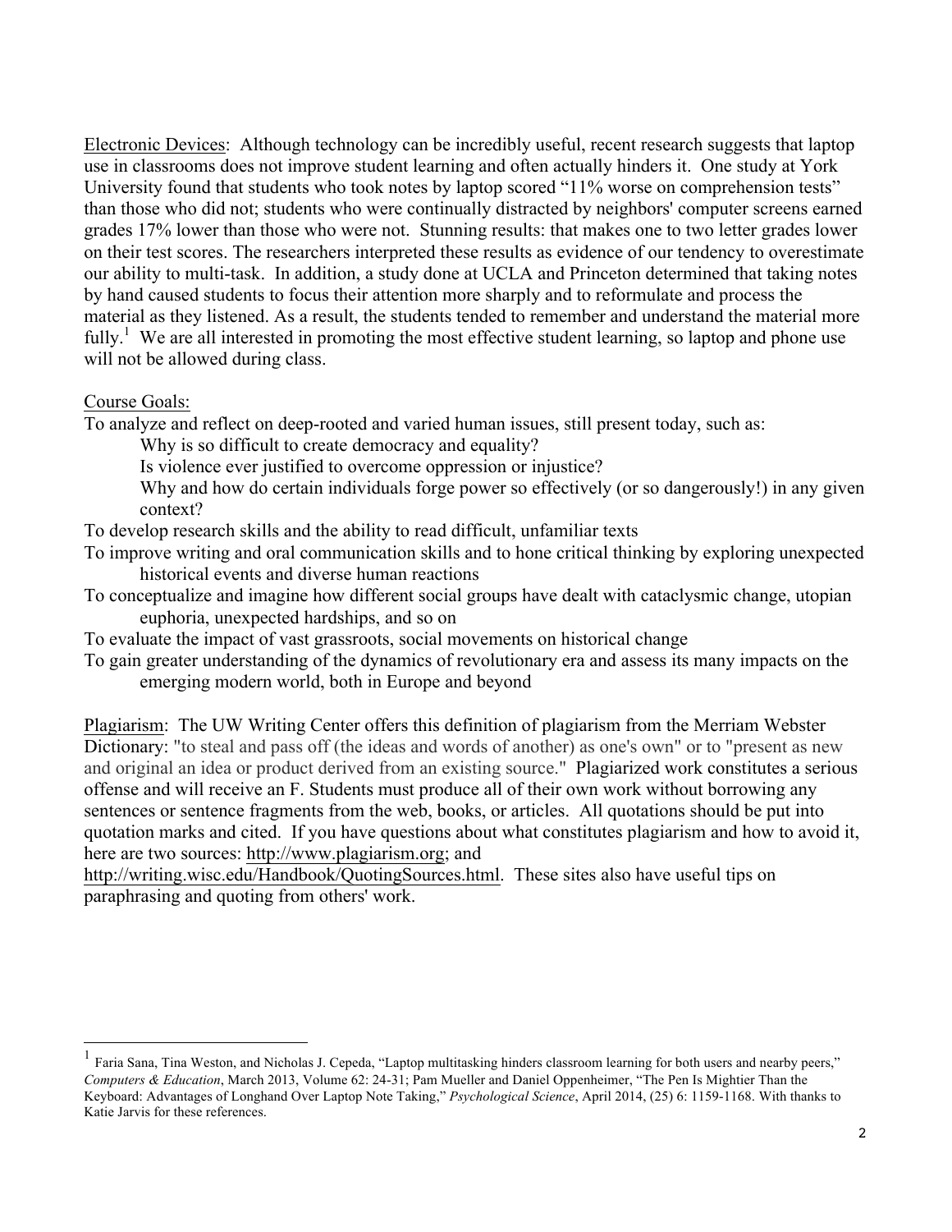Electronic Devices: Although technology can be incredibly useful, recent research suggests that laptop use in classrooms does not improve student learning and often actually hinders it. One study at York University found that students who took notes by laptop scored "11% worse on comprehension tests" than those who did not; students who were continually distracted by neighbors' computer screens earned grades 17% lower than those who were not. Stunning results: that makes one to two letter grades lower on their test scores. The researchers interpreted these results as evidence of our tendency to overestimate our ability to multi-task. In addition, a study done at UCLA and Princeton determined that taking notes by hand caused students to focus their attention more sharply and to reformulate and process the material as they listened. As a result, the students tended to remember and understand the material more fully.[1] We are all interested in promoting the most effective student learning, so laptop and phone use will not be allowed during class.

Course Goals:

To analyze and reflect on deep-rooted and varied human issues, still present today, such as:

- Why is so difficult to create democracy and equality?
- Is violence ever justified to overcome oppression or injustice?
- Why and how do certain individuals forge power so effectively (or so dangerously!) in any given context?

To develop research skills and the ability to read difficult, unfamiliar texts

To improve writing and oral communication skills and to hone critical thinking by exploring unexpected historical events and diverse human reactions

To conceptualize and imagine how different social groups have dealt with cataclysmic change, utopian euphoria, unexpected hardships, and so on

To evaluate the impact of vast grassroots, social movements on historical change

To gain greater understanding of the dynamics of revolutionary era and assess its many impacts on the emerging modern world, both in Europe and beyond

Plagiarism: The UW Writing Center offers this definition of plagiarism from the Merriam Webster Dictionary: "to steal and pass off (the ideas and words of another) as one's own" or to "present as new and original an idea or product derived from an existing source." Plagiarized work constitutes a serious offense and will receive an F. Students must produce all of their own work without borrowing any sentences or sentence fragments from the web, books, or articles. All quotations should be put into quotation marks and cited. If you have questions about what constitutes plagiarism and how to avoid it, here are two sources: http://www.plagiarism.org; and http://writing.wisc.edu/Handbook/QuotingSources.html. These sites also have useful tips on paraphrasing and quoting from others' work.

---

[1] Faria Sana, Tina Weston, and Nicholas J. Cepeda, "Laptop multitasking hinders classroom learning for both users and nearby peers," *Computers & Education*, March 2013, Volume 62: 24-31; Pam Mueller and Daniel Oppenheimer, "The Pen Is Mightier Than the Keyboard: Advantages of Longhand Over Laptop Note Taking," *Psychological Science*, April 2014, (25) 6: 1159-1168. With thanks to Katie Jarvis for these references.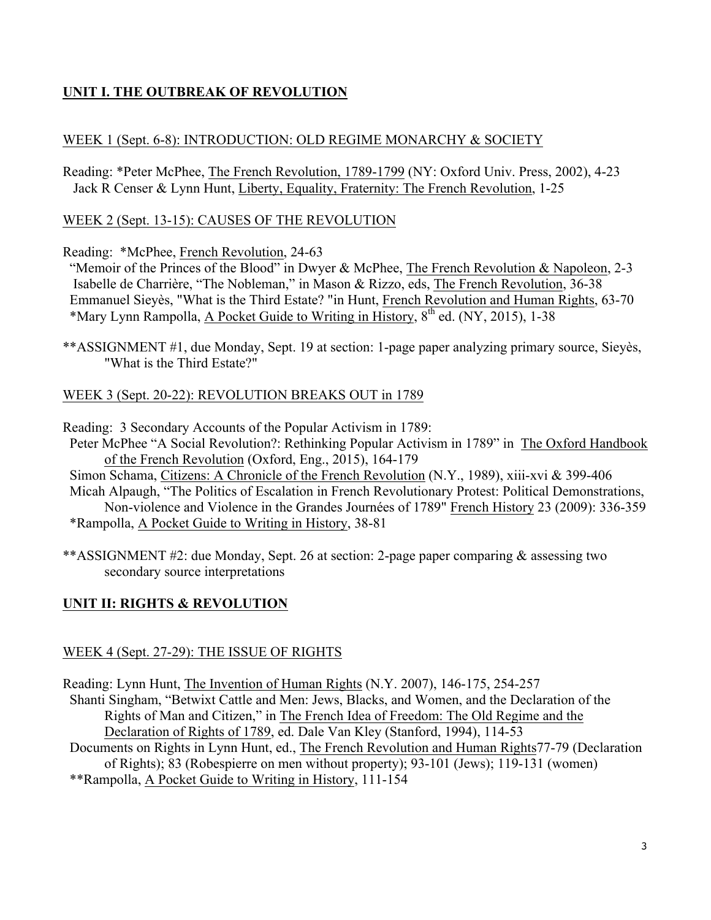## **UNIT I. THE OUTBREAK OF REVOLUTION**

WEEK 1 (Sept. 6-8): INTRODUCTION: OLD REGIME MONARCHY & SOCIETY

Reading: *Peter McPhee, The French Revolution, 1789-1799 (NY: Oxford Univ. Press, 2002), 4-23
Jack R Censer & Lynn Hunt, Liberty, Equality, Fraternity: The French Revolution, 1-25

WEEK 2 (Sept. 13-15): CAUSES OF THE REVOLUTION

Reading: *McPhee, French Revolution, 24-63
"Memoir of the Princes of the Blood" in Dwyer & McPhee, The French Revolution & Napoleon, 2-3
Isabelle de Charrière, "The Nobleman," in Mason & Rizzo, eds, The French Revolution, 36-38
Emmanuel Sieyès, "What is the Third Estate? "in Hunt, French Revolution and Human Rights, 63-70
*Mary Lynn Rampolla, A Pocket Guide to Writing in History, 8th ed. (NY, 2015), 1-38

**ASSIGNMENT #1, due Monday, Sept. 19 at section: 1-page paper analyzing primary source, Sieyès, "What is the Third Estate?"

WEEK 3 (Sept. 20-22): REVOLUTION BREAKS OUT in 1789

Reading: 3 Secondary Accounts of the Popular Activism in 1789:
Peter McPhee "A Social Revolution?: Rethinking Popular Activism in 1789" in The Oxford Handbook of the French Revolution (Oxford, Eng., 2015), 164-179
Simon Schama, Citizens: A Chronicle of the French Revolution (N.Y., 1989), xiii-xvi & 399-406
Micah Alpaugh, "The Politics of Escalation in French Revolutionary Protest: Political Demonstrations, Non-violence and Violence in the Grandes Journées of 1789" French History 23 (2009): 336-359
*Rampolla, A Pocket Guide to Writing in History, 38-81

**ASSIGNMENT #2: due Monday, Sept. 26 at section: 2-page paper comparing & assessing two secondary source interpretations

## **UNIT II: RIGHTS & REVOLUTION**

WEEK 4 (Sept. 27-29): THE ISSUE OF RIGHTS

Reading: Lynn Hunt, The Invention of Human Rights (N.Y. 2007), 146-175, 254-257
Shanti Singham, "Betwixt Cattle and Men: Jews, Blacks, and Women, and the Declaration of the Rights of Man and Citizen," in The French Idea of Freedom: The Old Regime and the Declaration of Rights of 1789, ed. Dale Van Kley (Stanford, 1994), 114-53
Documents on Rights in Lynn Hunt, ed., The French Revolution and Human Rights77-79 (Declaration of Rights); 83 (Robespierre on men without property); 93-101 (Jews); 119-131 (women)
**Rampolla, A Pocket Guide to Writing in History, 111-154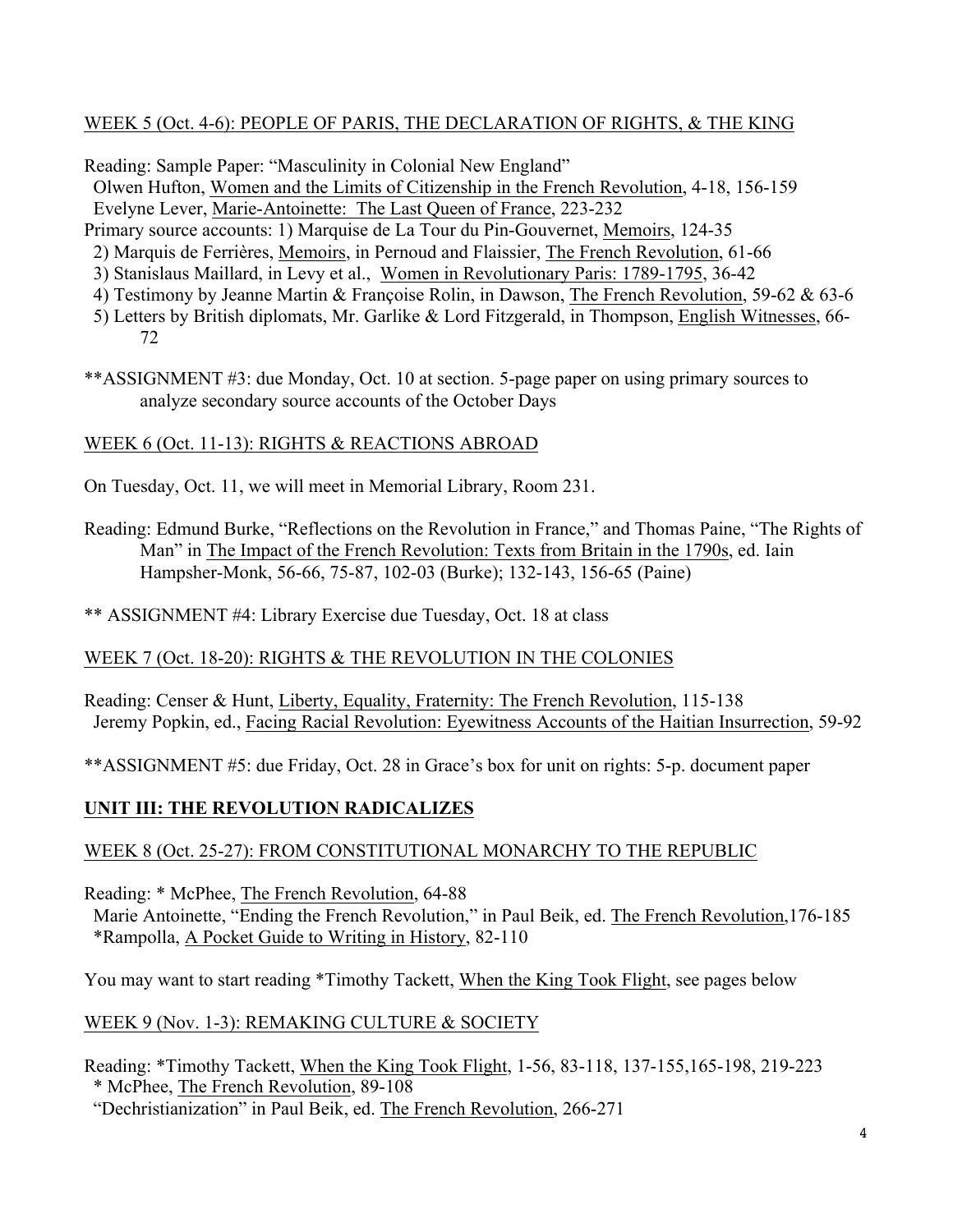WEEK 5 (Oct. 4-6): PEOPLE OF PARIS, THE DECLARATION OF RIGHTS, & THE KING

Reading: Sample Paper: "Masculinity in Colonial New England"
Olwen Hufton, Women and the Limits of Citizenship in the French Revolution, 4-18, 156-159
Evelyne Lever, Marie-Antoinette: The Last Queen of France, 223-232
Primary source accounts: 1) Marquise de La Tour du Pin-Gouvernet, Memoirs, 124-35
2) Marquis de Ferrières, Memoirs, in Pernoud and Flaissier, The French Revolution, 61-66
3) Stanislaus Maillard, in Levy et al., Women in Revolutionary Paris: 1789-1795, 36-42
4) Testimony by Jeanne Martin & Françoise Rolin, in Dawson, The French Revolution, 59-62 & 63-6
5) Letters by British diplomats, Mr. Garlike & Lord Fitzgerald, in Thompson, English Witnesses, 66-72

**ASSIGNMENT #3: due Monday, Oct. 10 at section. 5-page paper on using primary sources to analyze secondary source accounts of the October Days

WEEK 6 (Oct. 11-13): RIGHTS & REACTIONS ABROAD

On Tuesday, Oct. 11, we will meet in Memorial Library, Room 231.

Reading: Edmund Burke, "Reflections on the Revolution in France," and Thomas Paine, "The Rights of Man" in The Impact of the French Revolution: Texts from Britain in the 1790s, ed. Iain Hampsher-Monk, 56-66, 75-87, 102-03 (Burke); 132-143, 156-65 (Paine)

** ASSIGNMENT #4: Library Exercise due Tuesday, Oct. 18 at class

WEEK 7 (Oct. 18-20): RIGHTS & THE REVOLUTION IN THE COLONIES

Reading: Censer & Hunt, Liberty, Equality, Fraternity: The French Revolution, 115-138
Jeremy Popkin, ed., Facing Racial Revolution: Eyewitness Accounts of the Haitian Insurrection, 59-92

**ASSIGNMENT #5: due Friday, Oct. 28 in Grace's box for unit on rights: 5-p. document paper

**UNIT III: THE REVOLUTION RADICALIZES**

WEEK 8 (Oct. 25-27): FROM CONSTITUTIONAL MONARCHY TO THE REPUBLIC

Reading: * McPhee, The French Revolution, 64-88
Marie Antoinette, "Ending the French Revolution," in Paul Beik, ed. The French Revolution, 176-185
*Rampolla, A Pocket Guide to Writing in History, 82-110

You may want to start reading *Timothy Tackett, When the King Took Flight, see pages below

WEEK 9 (Nov. 1-3): REMAKING CULTURE & SOCIETY

Reading: *Timothy Tackett, When the King Took Flight, 1-56, 83-118, 137-155, 165-198, 219-223
* McPhee, The French Revolution, 89-108
"Dechristianization" in Paul Beik, ed. The French Revolution, 266-271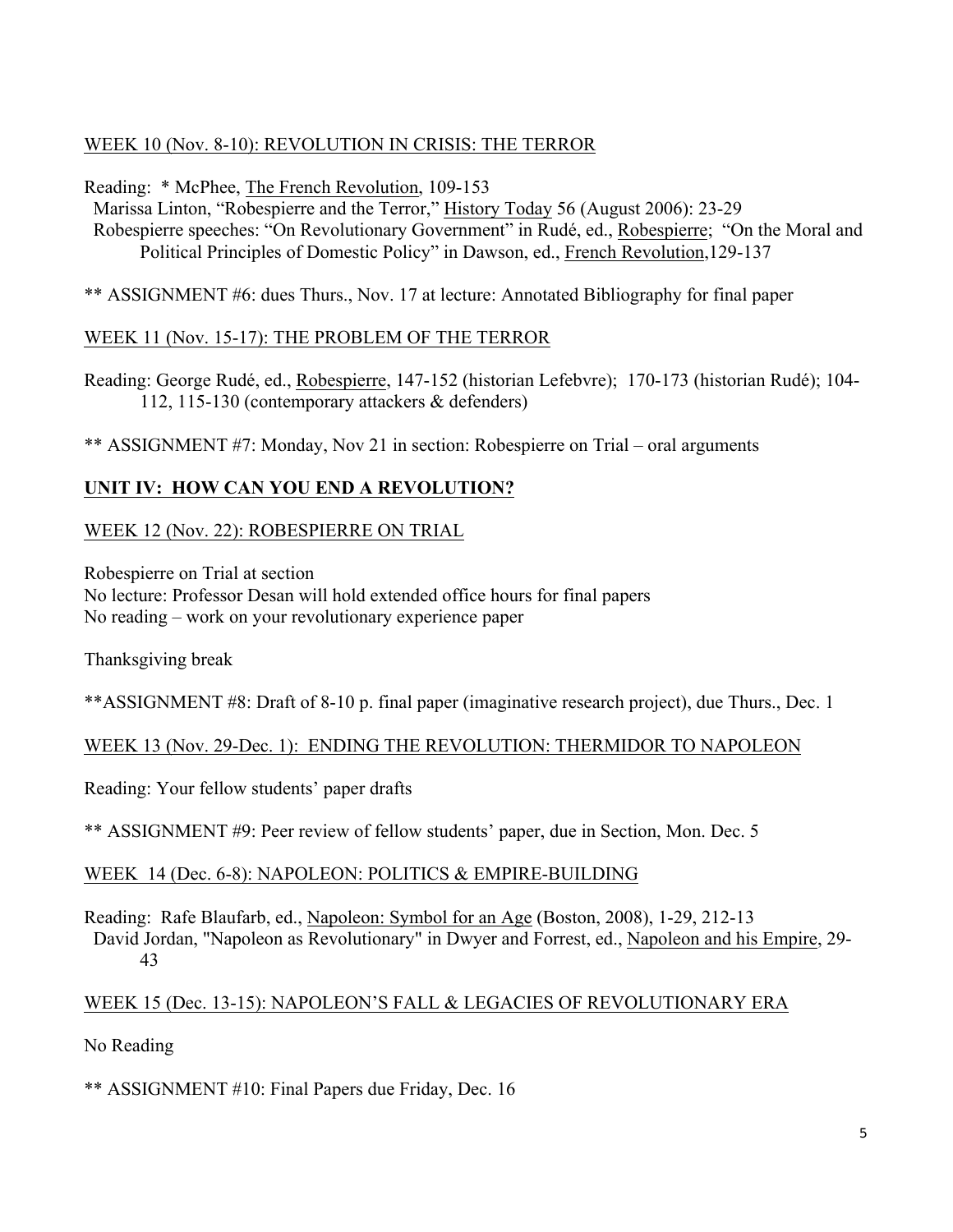<u>WEEK 10 (Nov. 8-10): REVOLUTION IN CRISIS: THE TERROR</u>

Reading: * McPhee, <u>The French Revolution</u>, 109-153
Marissa Linton, "Robespierre and the Terror," <u>History Today</u> 56 (August 2006): 23-29
Robespierre speeches: "On Revolutionary Government" in Rudé, ed., <u>Robespierre</u>; "On the Moral and Political Principles of Domestic Policy" in Dawson, ed., <u>French Revolution</u>,129-137

** ASSIGNMENT #6: dues Thurs., Nov. 17 at lecture: Annotated Bibliography for final paper

<u>WEEK 11 (Nov. 15-17): THE PROBLEM OF THE TERROR</u>

Reading: George Rudé, ed., <u>Robespierre</u>, 147-152 (historian Lefebvre); 170-173 (historian Rudé); 104-112, 115-130 (contemporary attackers & defenders)

** ASSIGNMENT #7: Monday, Nov 21 in section: Robespierre on Trial – oral arguments

## <u>UNIT IV: HOW CAN YOU END A REVOLUTION?</u>

<u>WEEK 12 (Nov. 22): ROBESPIERRE ON TRIAL</u>

Robespierre on Trial at section
No lecture: Professor Desan will hold extended office hours for final papers
No reading – work on your revolutionary experience paper

Thanksgiving break

**ASSIGNMENT #8: Draft of 8-10 p. final paper (imaginative research project), due Thurs., Dec. 1

<u>WEEK 13 (Nov. 29-Dec. 1): ENDING THE REVOLUTION: THERMIDOR TO NAPOLEON</u>

Reading: Your fellow students' paper drafts

** ASSIGNMENT #9: Peer review of fellow students' paper, due in Section, Mon. Dec. 5

<u>WEEK 14 (Dec. 6-8): NAPOLEON: POLITICS & EMPIRE-BUILDING</u>

Reading: Rafe Blaufarb, ed., <u>Napoleon: Symbol for an Age</u> (Boston, 2008), 1-29, 212-13
David Jordan, "Napoleon as Revolutionary" in Dwyer and Forrest, ed., <u>Napoleon and his Empire</u>, 29-43

<u>WEEK 15 (Dec. 13-15): NAPOLEON'S FALL & LEGACIES OF REVOLUTIONARY ERA</u>

No Reading

** ASSIGNMENT #10: Final Papers due Friday, Dec. 16